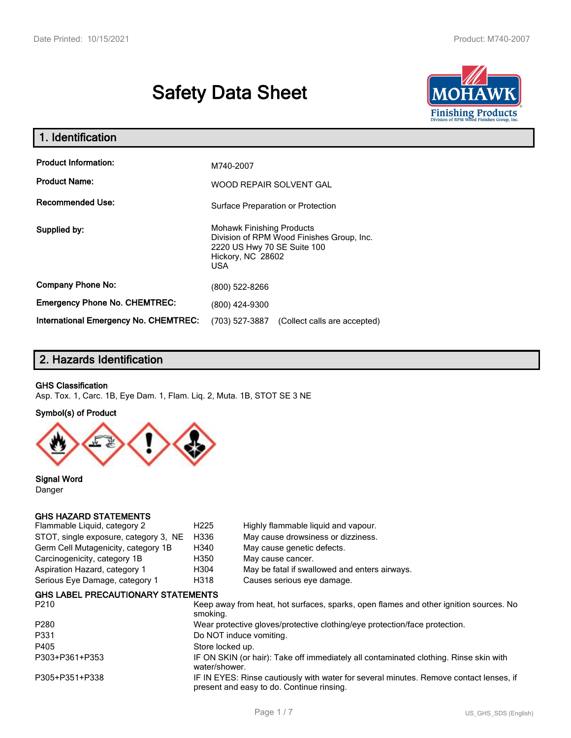# Safety Data Sheet

## 1. Identification

| | |
|---|---|
| **Product Information:** | M740-2007 |
| **Product Name:** | WOOD REPAIR SOLVENT GAL |
| **Recommended Use:** | Surface Preparation or Protection |
| **Supplied by:** | Mohawk Finishing Products<br>Division of RPM Wood Finishes Group, Inc.<br>2220 US Hwy 70 SE Suite 100<br>Hickory, NC 28602<br>USA |
| **Company Phone No:** | (800) 522-8266 |
| **Emergency Phone No. CHEMTREC:** | (800) 424-9300 |
| **International Emergency No. CHEMTREC:** | (703) 527-3887 (Collect calls are accepted) |

## 2. Hazards Identification

**GHS Classification**

Asp. Tox. 1, Carc. 1B, Eye Dam. 1, Flam. Liq. 2, Muta. 1B, STOT SE 3 NE

**Symbol(s) of Product**

**Signal Word**

Danger

**GHS HAZARD STATEMENTS**

| | | |
|---|---|---|
| Flammable Liquid, category 2 | H225 | Highly flammable liquid and vapour. |
| STOT, single exposure, category 3, NE | H336 | May cause drowsiness or dizziness. |
| Germ Cell Mutagenicity, category 1B | H340 | May cause genetic defects. |
| Carcinogenicity, category 1B | H350 | May cause cancer. |
| Aspiration Hazard, category 1 | H304 | May be fatal if swallowed and enters airways. |
| Serious Eye Damage, category 1 | H318 | Causes serious eye damage. |

**GHS LABEL PRECAUTIONARY STATEMENTS**

| | |
|---|---|
| P210 | Keep away from heat, hot surfaces, sparks, open flames and other ignition sources. No smoking. |
| P280 | Wear protective gloves/protective clothing/eye protection/face protection. |
| P331 | Do NOT induce vomiting. |
| P405 | Store locked up. |
| P303+P361+P353 | IF ON SKIN (or hair): Take off immediately all contaminated clothing. Rinse skin with water/shower. |
| P305+P351+P338 | IF IN EYES: Rinse cautiously with water for several minutes. Remove contact lenses, if present and easy to do. Continue rinsing. |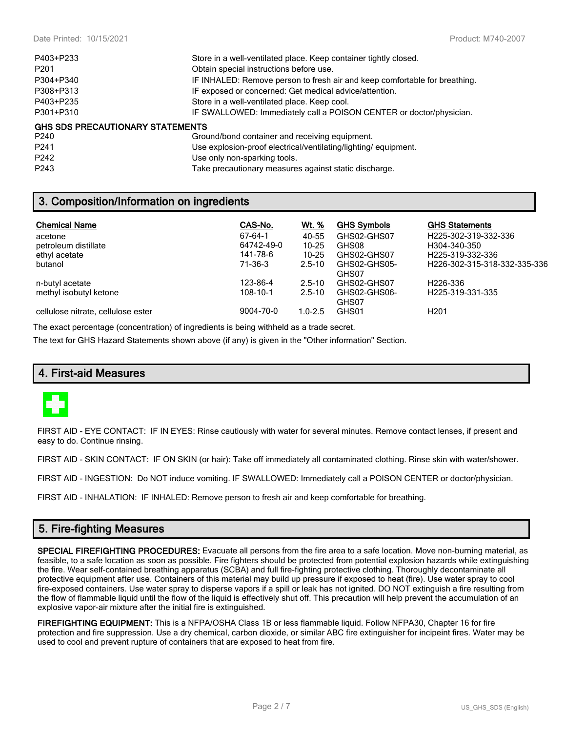| | |
|---|---|
| P403+P233 | Store in a well-ventilated place. Keep container tightly closed. |
| P201 | Obtain special instructions before use. |
| P304+P340 | IF INHALED: Remove person to fresh air and keep comfortable for breathing. |
| P308+P313 | IF exposed or concerned: Get medical advice/attention. |
| P403+P235 | Store in a well-ventilated place. Keep cool. |
| P301+P310 | IF SWALLOWED: Immediately call a POISON CENTER or doctor/physician. |

**GHS SDS PRECAUTIONARY STATEMENTS**

| | |
|---|---|
| P240 | Ground/bond container and receiving equipment. |
| P241 | Use explosion-proof electrical/ventilating/lighting/ equipment. |
| P242 | Use only non-sparking tools. |
| P243 | Take precautionary measures against static discharge. |

## 3. Composition/Information on ingredients

| Chemical Name | CAS-No. | Wt. % | GHS Symbols | GHS Statements |
|---|---|---|---|---|
| acetone | 67-64-1 | 40-55 | GHS02-GHS07 | H225-302-319-332-336 |
| petroleum distillate | 64742-49-0 | 10-25 | GHS08 | H304-340-350 |
| ethyl acetate | 141-78-6 | 10-25 | GHS02-GHS07 | H225-319-332-336 |
| butanol | 71-36-3 | 2.5-10 | GHS02-GHS05-GHS07 | H226-302-315-318-332-335-336 |
| n-butyl acetate | 123-86-4 | 2.5-10 | GHS02-GHS07 | H226-336 |
| methyl isobutyl ketone | 108-10-1 | 2.5-10 | GHS02-GHS06-GHS07 | H225-319-331-335 |
| cellulose nitrate, cellulose ester | 9004-70-0 | 1.0-2.5 | GHS01 | H201 |

The exact percentage (concentration) of ingredients is being withheld as a trade secret.

The text for GHS Hazard Statements shown above (if any) is given in the "Other information" Section.

## 4. First-aid Measures

FIRST AID - EYE CONTACT: IF IN EYES: Rinse cautiously with water for several minutes. Remove contact lenses, if present and easy to do. Continue rinsing.

FIRST AID - SKIN CONTACT: IF ON SKIN (or hair): Take off immediately all contaminated clothing. Rinse skin with water/shower.

FIRST AID - INGESTION: Do NOT induce vomiting. IF SWALLOWED: Immediately call a POISON CENTER or doctor/physician.

FIRST AID - INHALATION: IF INHALED: Remove person to fresh air and keep comfortable for breathing.

## 5. Fire-fighting Measures

**SPECIAL FIREFIGHTING PROCEDURES:** Evacuate all persons from the fire area to a safe location. Move non-burning material, as feasible, to a safe location as soon as possible. Fire fighters should be protected from potential explosion hazards while extinguishing the fire. Wear self-contained breathing apparatus (SCBA) and full fire-fighting protective clothing. Thoroughly decontaminate all protective equipment after use. Containers of this material may build up pressure if exposed to heat (fire). Use water spray to cool fire-exposed containers. Use water spray to disperse vapors if a spill or leak has not ignited. DO NOT extinguish a fire resulting from the flow of flammable liquid until the flow of the liquid is effectively shut off. This precaution will help prevent the accumulation of an explosive vapor-air mixture after the initial fire is extinguished.

**FIREFIGHTING EQUIPMENT:** This is a NFPA/OSHA Class 1B or less flammable liquid. Follow NFPA30, Chapter 16 for fire protection and fire suppression. Use a dry chemical, carbon dioxide, or similar ABC fire extinguisher for incipeint fires. Water may be used to cool and prevent rupture of containers that are exposed to heat from fire.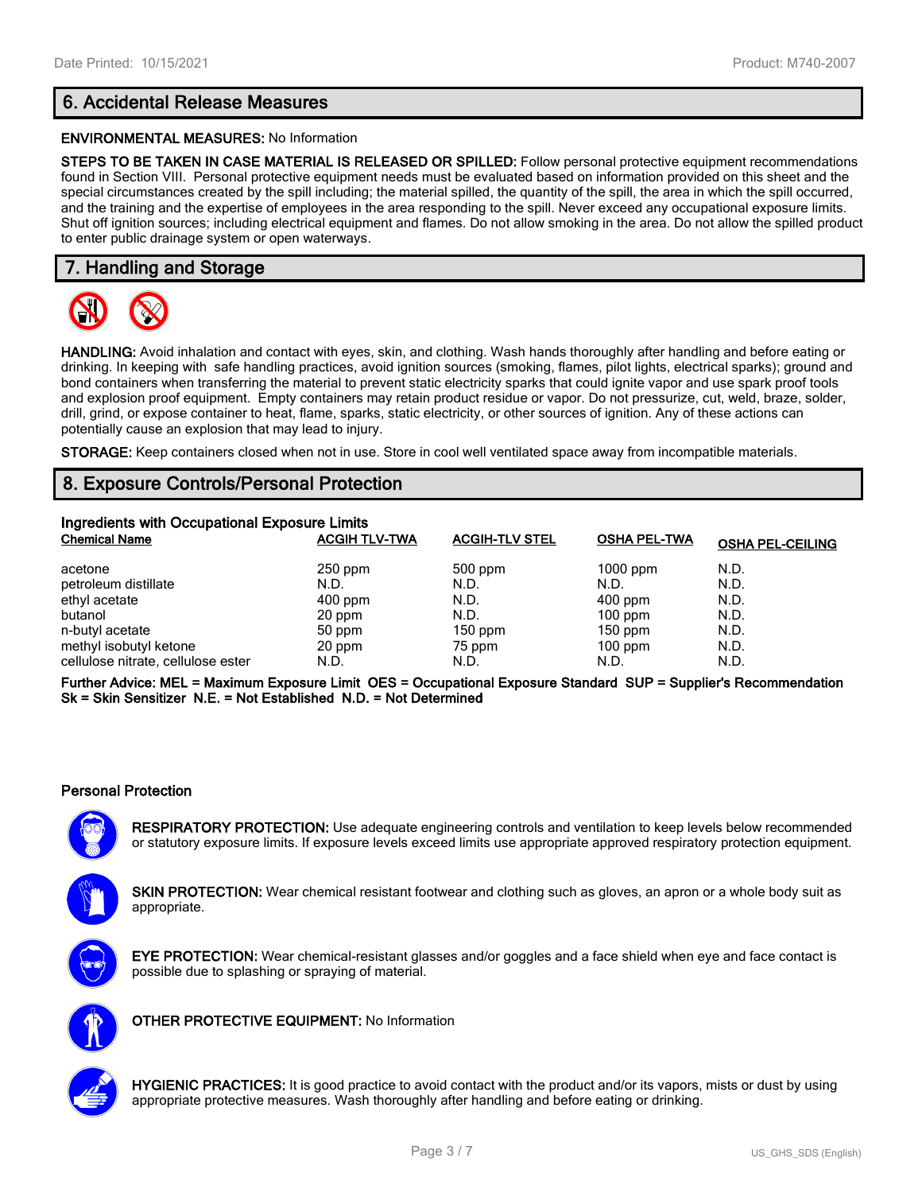## 6. Accidental Release Measures

**ENVIRONMENTAL MEASURES:** No Information

**STEPS TO BE TAKEN IN CASE MATERIAL IS RELEASED OR SPILLED:** Follow personal protective equipment recommendations found in Section VIII. Personal protective equipment needs must be evaluated based on information provided on this sheet and the special circumstances created by the spill including; the material spilled, the quantity of the spill, the area in which the spill occurred, and the training and the expertise of employees in the area responding to the spill. Never exceed any occupational exposure limits. Shut off ignition sources; including electrical equipment and flames. Do not allow smoking in the area. Do not allow the spilled product to enter public drainage system or open waterways.

## 7. Handling and Storage

**HANDLING:** Avoid inhalation and contact with eyes, skin, and clothing. Wash hands thoroughly after handling and before eating or drinking. In keeping with safe handling practices, avoid ignition sources (smoking, flames, pilot lights, electrical sparks); ground and bond containers when transferring the material to prevent static electricity sparks that could ignite vapor and use spark proof tools and explosion proof equipment. Empty containers may retain product residue or vapor. Do not pressurize, cut, weld, braze, solder, drill, grind, or expose container to heat, flame, sparks, static electricity, or other sources of ignition. Any of these actions can potentially cause an explosion that may lead to injury.

**STORAGE:** Keep containers closed when not in use. Store in cool well ventilated space away from incompatible materials.

## 8. Exposure Controls/Personal Protection

**Ingredients with Occupational Exposure Limits**

| Chemical Name | ACGIH TLV-TWA | ACGIH-TLV STEL | OSHA PEL-TWA | OSHA PEL-CEILING |
|---|---|---|---|---|
| acetone | 250 ppm | 500 ppm | 1000 ppm | N.D. |
| petroleum distillate | N.D. | N.D. | N.D. | N.D. |
| ethyl acetate | 400 ppm | N.D. | 400 ppm | N.D. |
| butanol | 20 ppm | N.D. | 100 ppm | N.D. |
| n-butyl acetate | 50 ppm | 150 ppm | 150 ppm | N.D. |
| methyl isobutyl ketone | 20 ppm | 75 ppm | 100 ppm | N.D. |
| cellulose nitrate, cellulose ester | N.D. | N.D. | N.D. | N.D. |

**Further Advice: MEL = Maximum Exposure Limit OES = Occupational Exposure Standard SUP = Supplier's Recommendation Sk = Skin Sensitizer N.E. = Not Established N.D. = Not Determined**

### Personal Protection

**RESPIRATORY PROTECTION:** Use adequate engineering controls and ventilation to keep levels below recommended or statutory exposure limits. If exposure levels exceed limits use appropriate approved respiratory protection equipment.

**SKIN PROTECTION:** Wear chemical resistant footwear and clothing such as gloves, an apron or a whole body suit as appropriate.

**EYE PROTECTION:** Wear chemical-resistant glasses and/or goggles and a face shield when eye and face contact is possible due to splashing or spraying of material.

**OTHER PROTECTIVE EQUIPMENT:** No Information

**HYGIENIC PRACTICES:** It is good practice to avoid contact with the product and/or its vapors, mists or dust by using appropriate protective measures. Wash thoroughly after handling and before eating or drinking.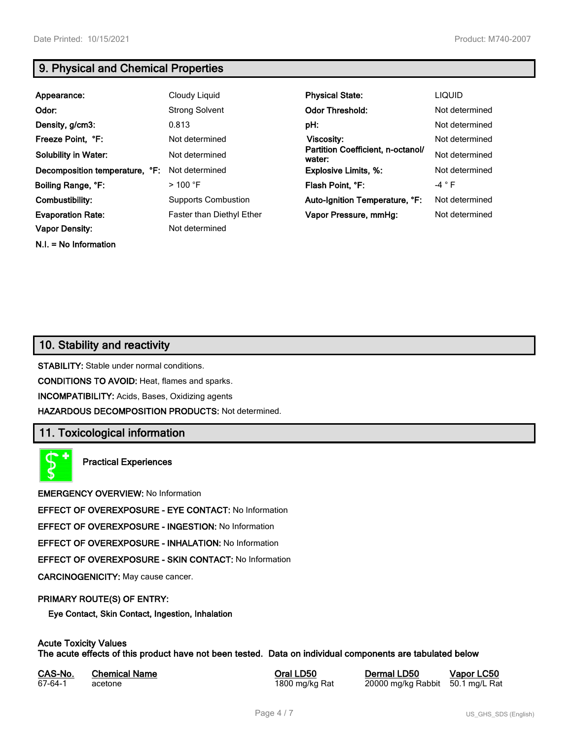## 9. Physical and Chemical Properties

| | | | |
|---|---|---|---|
| **Appearance:** | Cloudy Liquid | **Physical State:** | LIQUID |
| **Odor:** | Strong Solvent | **Odor Threshold:** | Not determined |
| **Density, g/cm3:** | 0.813 | **pH:** | Not determined |
| **Freeze Point, °F:** | Not determined | **Viscosity:** | Not determined |
| **Solubility in Water:** | Not determined | **Partition Coefficient, n-octanol/water:** | Not determined |
| **Decomposition temperature, °F:** | Not determined | **Explosive Limits, %:** | Not determined |
| **Boiling Range, °F:** | > 100 °F | **Flash Point, °F:** | -4 ° F |
| **Combustibility:** | Supports Combustion | **Auto-Ignition Temperature, °F:** | Not determined |
| **Evaporation Rate:** | Faster than Diethyl Ether | **Vapor Pressure, mmHg:** | Not determined |
| **Vapor Density:** | Not determined | | |

**N.I. = No Information**

## 10. Stability and reactivity

**STABILITY:** Stable under normal conditions.

**CONDITIONS TO AVOID:** Heat, flames and sparks.

**INCOMPATIBILITY:** Acids, Bases, Oxidizing agents

**HAZARDOUS DECOMPOSITION PRODUCTS:** Not determined.

## 11. Toxicological information

**Practical Experiences**

**EMERGENCY OVERVIEW:** No Information

**EFFECT OF OVEREXPOSURE - EYE CONTACT:** No Information

**EFFECT OF OVEREXPOSURE - INGESTION:** No Information

**EFFECT OF OVEREXPOSURE - INHALATION:** No Information

**EFFECT OF OVEREXPOSURE - SKIN CONTACT:** No Information

**CARCINOGENICITY:** May cause cancer.

**PRIMARY ROUTE(S) OF ENTRY:**

**Eye Contact, Skin Contact, Ingestion, Inhalation**

**Acute Toxicity Values**
**The acute effects of this product have not been tested. Data on individual components are tabulated below**

| CAS-No. | Chemical Name | Oral LD50 | Dermal LD50 | Vapor LC50 |
|---|---|---|---|---|
| 67-64-1 | acetone | 1800 mg/kg Rat | 20000 mg/kg Rabbit | 50.1 mg/L Rat |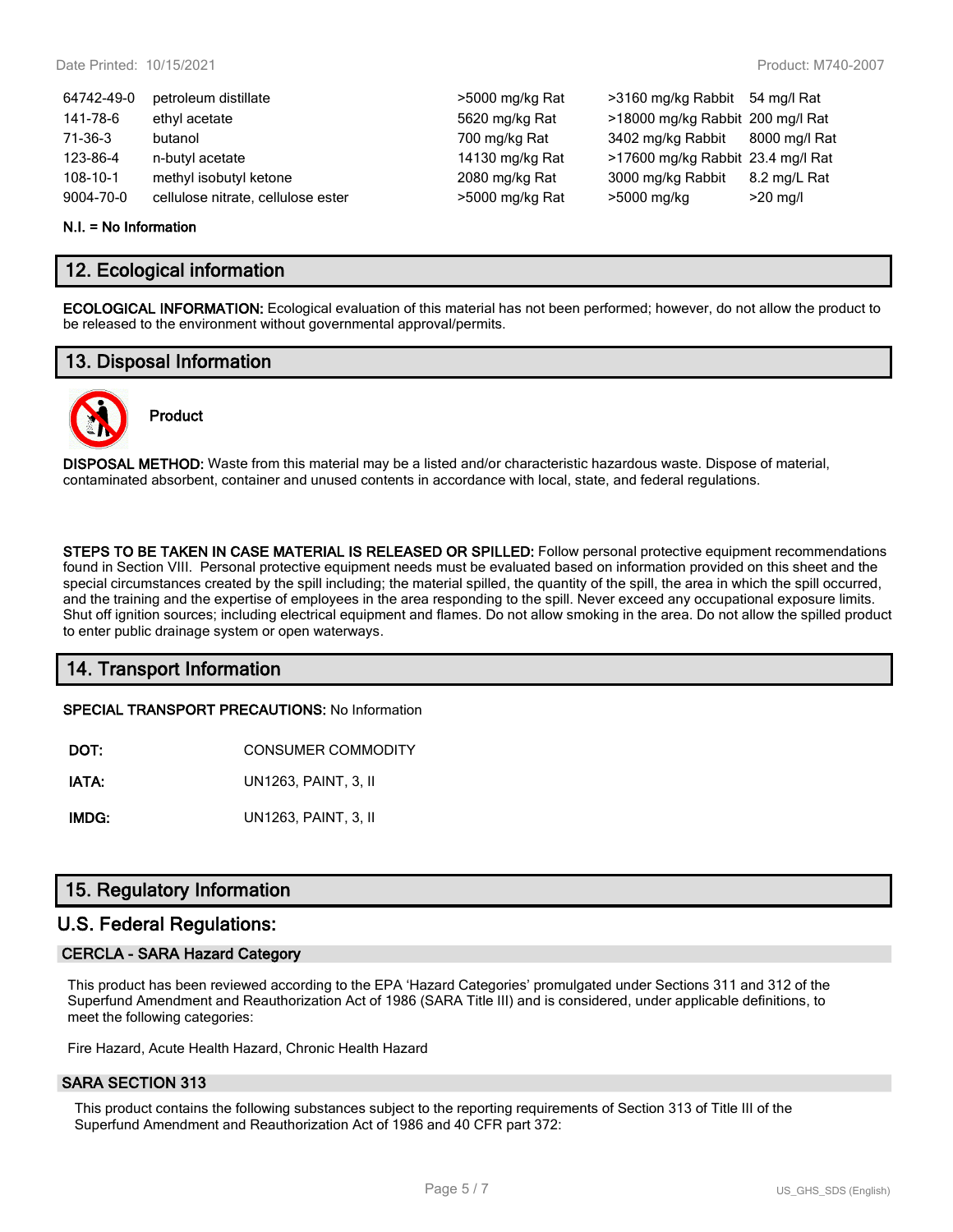| | | | | |
|---|---|---|---|---|
| 64742-49-0 | petroleum distillate | >5000 mg/kg Rat | >3160 mg/kg Rabbit | 54 mg/l Rat |
| 141-78-6 | ethyl acetate | 5620 mg/kg Rat | >18000 mg/kg Rabbit | 200 mg/l Rat |
| 71-36-3 | butanol | 700 mg/kg Rat | 3402 mg/kg Rabbit | 8000 mg/l Rat |
| 123-86-4 | n-butyl acetate | 14130 mg/kg Rat | >17600 mg/kg Rabbit | 23.4 mg/l Rat |
| 108-10-1 | methyl isobutyl ketone | 2080 mg/kg Rat | 3000 mg/kg Rabbit | 8.2 mg/L Rat |
| 9004-70-0 | cellulose nitrate, cellulose ester | >5000 mg/kg Rat | >5000 mg/kg | >20 mg/l |

**N.I. = No Information**

## 12. Ecological information

**ECOLOGICAL INFORMATION:** Ecological evaluation of this material has not been performed; however, do not allow the product to be released to the environment without governmental approval/permits.

## 13. Disposal Information

**Product**

**DISPOSAL METHOD:** Waste from this material may be a listed and/or characteristic hazardous waste. Dispose of material, contaminated absorbent, container and unused contents in accordance with local, state, and federal regulations.

**STEPS TO BE TAKEN IN CASE MATERIAL IS RELEASED OR SPILLED:** Follow personal protective equipment recommendations found in Section VIII. Personal protective equipment needs must be evaluated based on information provided on this sheet and the special circumstances created by the spill including; the material spilled, the quantity of the spill, the area in which the spill occurred, and the training and the expertise of employees in the area responding to the spill. Never exceed any occupational exposure limits. Shut off ignition sources; including electrical equipment and flames. Do not allow smoking in the area. Do not allow the spilled product to enter public drainage system or open waterways.

## 14. Transport Information

**SPECIAL TRANSPORT PRECAUTIONS:** No Information

| | |
|---|---|
| **DOT:** | CONSUMER COMMODITY |
| **IATA:** | UN1263, PAINT, 3, II |
| **IMDG:** | UN1263, PAINT, 3, II |

## 15. Regulatory Information

## U.S. Federal Regulations:

### CERCLA - SARA Hazard Category

This product has been reviewed according to the EPA 'Hazard Categories' promulgated under Sections 311 and 312 of the Superfund Amendment and Reauthorization Act of 1986 (SARA Title III) and is considered, under applicable definitions, to meet the following categories:

Fire Hazard, Acute Health Hazard, Chronic Health Hazard

### SARA SECTION 313

This product contains the following substances subject to the reporting requirements of Section 313 of Title III of the Superfund Amendment and Reauthorization Act of 1986 and 40 CFR part 372: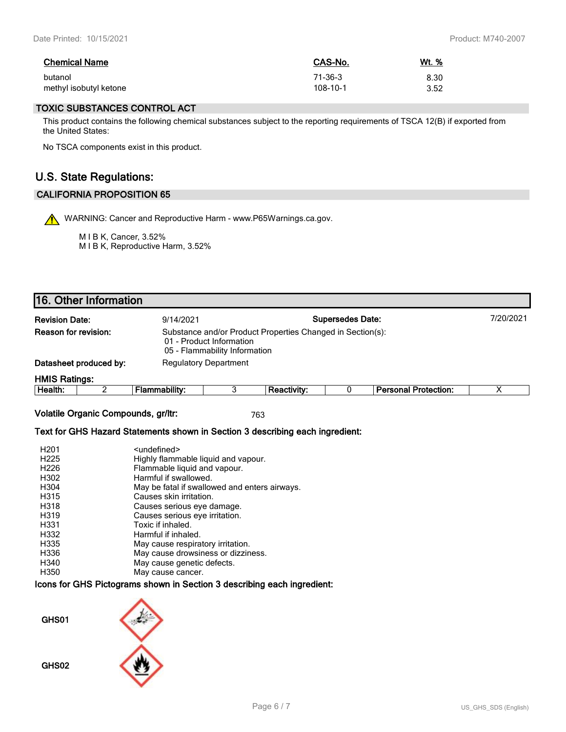| Chemical Name | CAS-No. | Wt. % |
|---|---|---|
| butanol | 71-36-3 | 8.30 |
| methyl isobutyl ketone | 108-10-1 | 3.52 |

### TOXIC SUBSTANCES CONTROL ACT

This product contains the following chemical substances subject to the reporting requirements of TSCA 12(B) if exported from the United States:

No TSCA components exist in this product.

## U.S. State Regulations:

### CALIFORNIA PROPOSITION 65

WARNING: Cancer and Reproductive Harm - www.P65Warnings.ca.gov.

M I B K, Cancer, 3.52%
M I B K, Reproductive Harm, 3.52%

## 16. Other Information

**Revision Date:** 9/14/2021 **Supersedes Date:** 7/20/2021

**Reason for revision:** Substance and/or Product Properties Changed in Section(s):
01 - Product Information
05 - Flammability Information

**Datasheet produced by:** Regulatory Department

**HMIS Ratings:**

| Health: | 2 | Flammability: | 3 | Reactivity: | 0 | Personal Protection: | X |
|---|---|---|---|---|---|---|---|

**Volatile Organic Compounds, gr/ltr:** 763

**Text for GHS Hazard Statements shown in Section 3 describing each ingredient:**

| | |
|---|---|
| H201 | <undefined> |
| H225 | Highly flammable liquid and vapour. |
| H226 | Flammable liquid and vapour. |
| H302 | Harmful if swallowed. |
| H304 | May be fatal if swallowed and enters airways. |
| H315 | Causes skin irritation. |
| H318 | Causes serious eye damage. |
| H319 | Causes serious eye irritation. |
| H331 | Toxic if inhaled. |
| H332 | Harmful if inhaled. |
| H335 | May cause respiratory irritation. |
| H336 | May cause drowsiness or dizziness. |
| H340 | May cause genetic defects. |
| H350 | May cause cancer. |

**Icons for GHS Pictograms shown in Section 3 describing each ingredient:**

GHS01

GHS02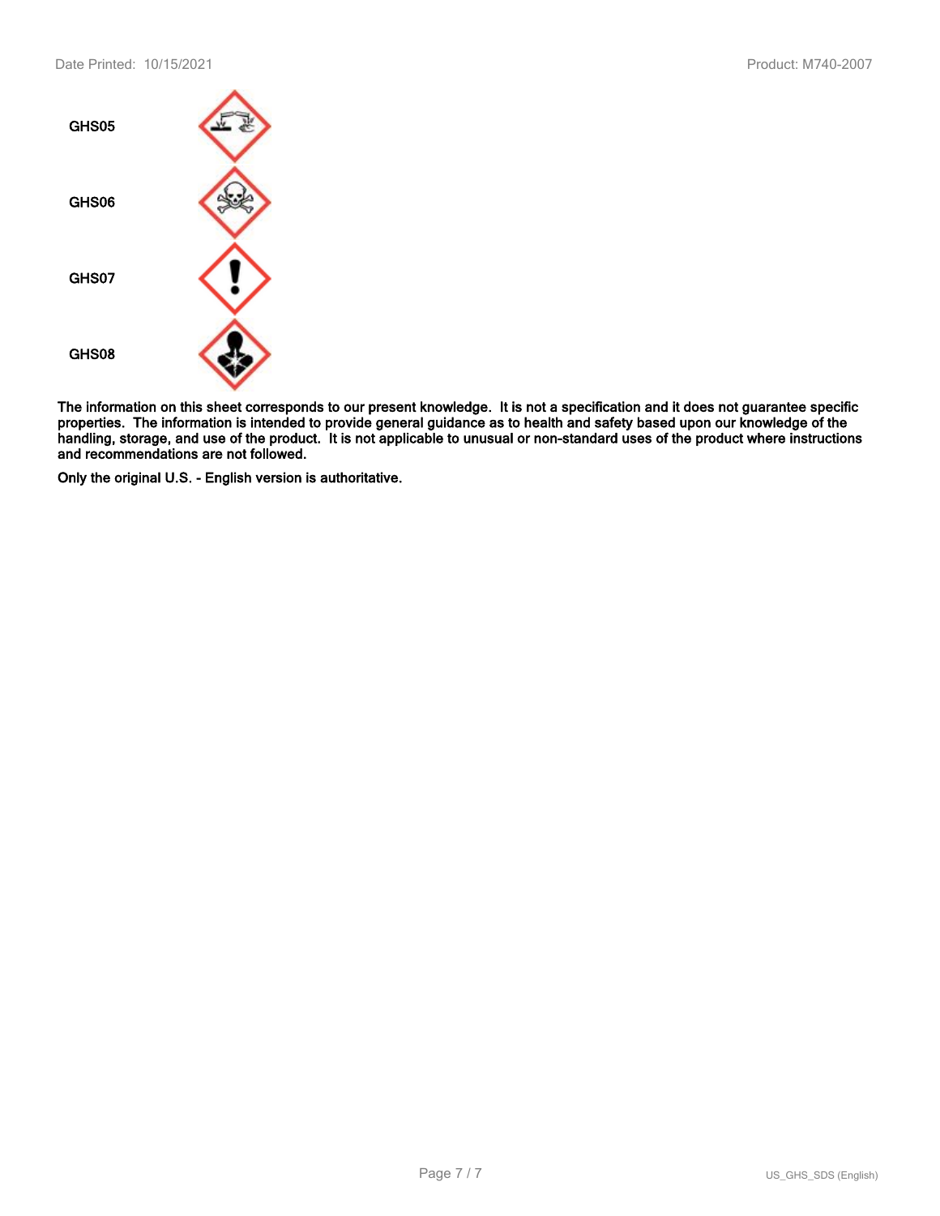GHS05

GHS06

GHS07

GHS08

**The information on this sheet corresponds to our present knowledge. It is not a specification and it does not guarantee specific properties. The information is intended to provide general guidance as to health and safety based upon our knowledge of the handling, storage, and use of the product. It is not applicable to unusual or non-standard uses of the product where instructions and recommendations are not followed.**

**Only the original U.S. - English version is authoritative.**